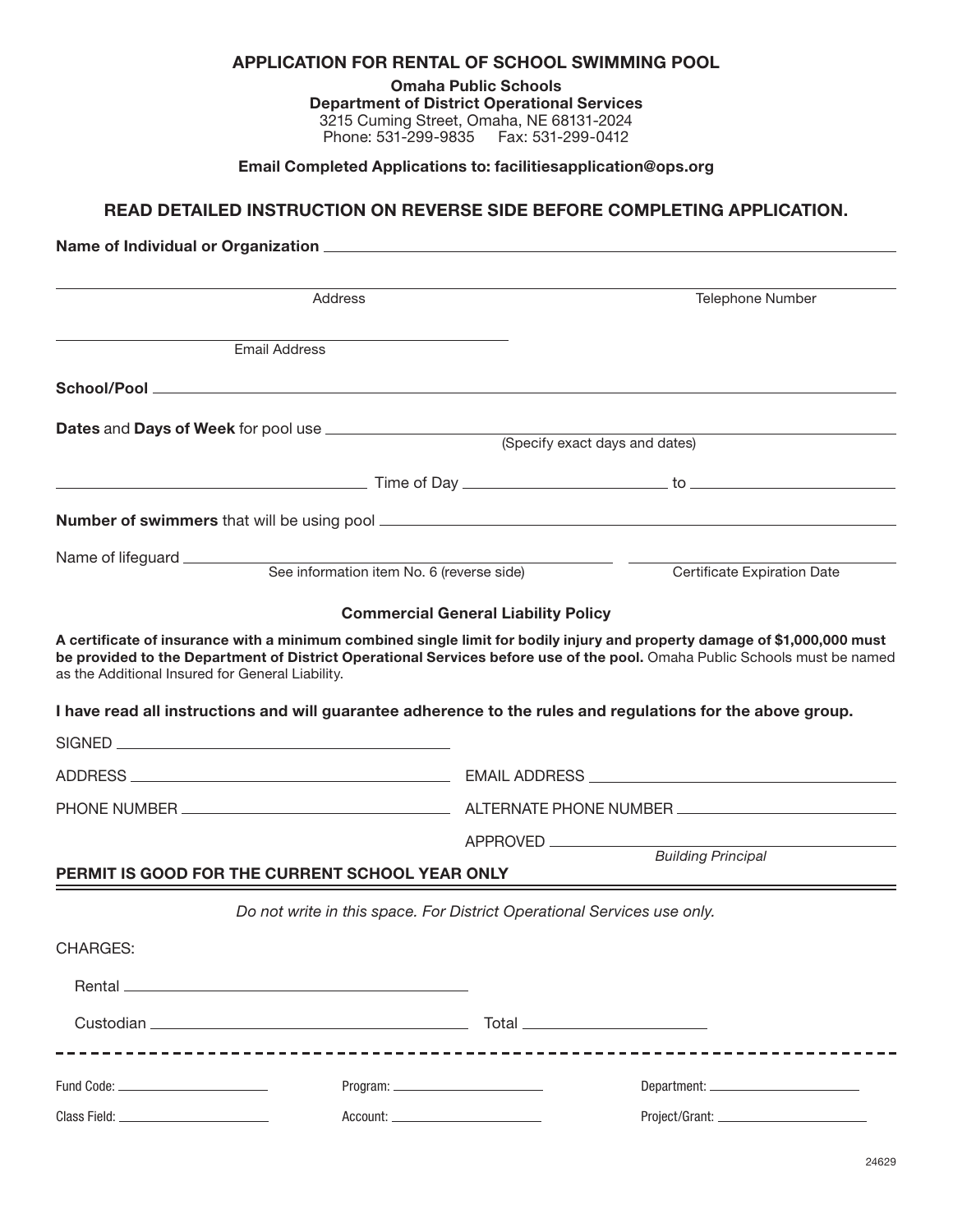# APPLICATION FOR RENTAL OF SCHOOL SWIMMING POOL

**Omaha Public Schools**
**Department of District Operational Services**
3215 Cuming Street, Omaha, NE 68131-2024
Phone: 531-299-9835 Fax: 531-299-0412

**Email Completed Applications to: facilitiesapplication@ops.org**

## READ DETAILED INSTRUCTION ON REVERSE SIDE BEFORE COMPLETING APPLICATION.

**Name of Individual or Organization** ______________________________

______________________________ ______________________________
Address Telephone Number

______________________________
Email Address

**School/Pool** ______________________________

**Dates** and **Days of Week** for pool use ______________________________
(Specify exact days and dates)

______________________________ Time of Day ______________ to ______________

**Number of swimmers** that will be using pool ______________________________

Name of lifeguard ______________________________ ______________________________
See information item No. 6 (reverse side) Certificate Expiration Date

**Commercial General Liability Policy**

**A certificate of insurance with a minimum combined single limit for bodily injury and property damage of $1,000,000 must be provided to the Department of District Operational Services before use of the pool.** Omaha Public Schools must be named as the Additional Insured for General Liability.

**I have read all instructions and will guarantee adherence to the rules and regulations for the above group.**

SIGNED ______________________________

ADDRESS ______________________________ EMAIL ADDRESS ______________________________

PHONE NUMBER ______________________________ ALTERNATE PHONE NUMBER ______________________________

APPROVED ______________________________
*Building Principal*

**PERMIT IS GOOD FOR THE CURRENT SCHOOL YEAR ONLY**

*Do not write in this space. For District Operational Services use only.*

CHARGES:

Rental ______________________________

Custodian ______________________________ Total ______________________________

Fund Code: ______________ Program: ______________ Department: ______________

Class Field: ______________ Account: ______________ Project/Grant: ______________

24629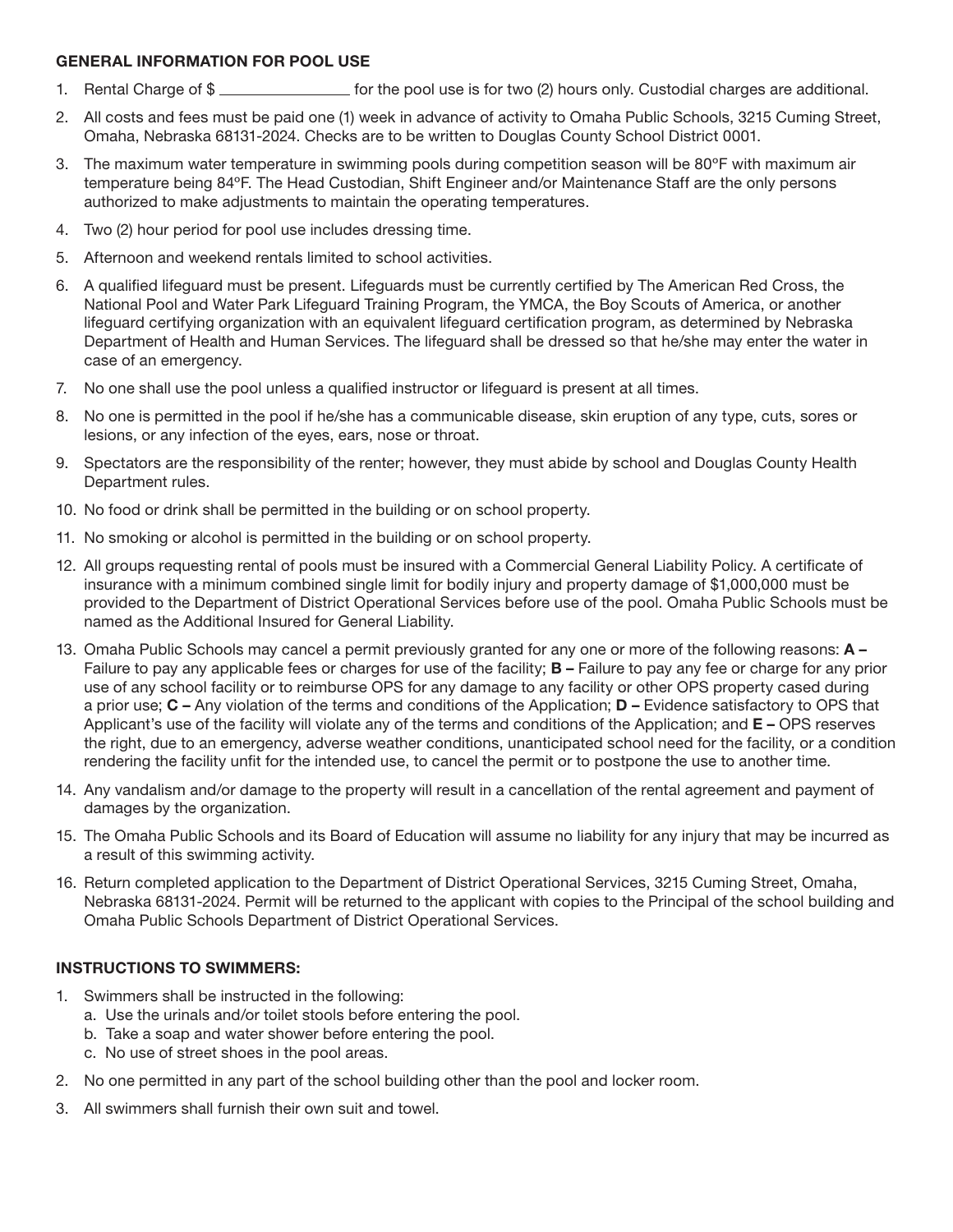**GENERAL INFORMATION FOR POOL USE**

1. Rental Charge of $ \_\_\_\_\_\_\_\_\_\_\_\_\_\_\_\_ for the pool use is for two (2) hours only. Custodial charges are additional.
2. All costs and fees must be paid one (1) week in advance of activity to Omaha Public Schools, 3215 Cuming Street, Omaha, Nebraska 68131-2024. Checks are to be written to Douglas County School District 0001.
3. The maximum water temperature in swimming pools during competition season will be 80ºF with maximum air temperature being 84ºF. The Head Custodian, Shift Engineer and/or Maintenance Staff are the only persons authorized to make adjustments to maintain the operating temperatures.
4. Two (2) hour period for pool use includes dressing time.
5. Afternoon and weekend rentals limited to school activities.
6. A qualified lifeguard must be present. Lifeguards must be currently certified by The American Red Cross, the National Pool and Water Park Lifeguard Training Program, the YMCA, the Boy Scouts of America, or another lifeguard certifying organization with an equivalent lifeguard certification program, as determined by Nebraska Department of Health and Human Services. The lifeguard shall be dressed so that he/she may enter the water in case of an emergency.
7. No one shall use the pool unless a qualified instructor or lifeguard is present at all times.
8. No one is permitted in the pool if he/she has a communicable disease, skin eruption of any type, cuts, sores or lesions, or any infection of the eyes, ears, nose or throat.
9. Spectators are the responsibility of the renter; however, they must abide by school and Douglas County Health Department rules.
10. No food or drink shall be permitted in the building or on school property.
11. No smoking or alcohol is permitted in the building or on school property.
12. All groups requesting rental of pools must be insured with a Commercial General Liability Policy. A certificate of insurance with a minimum combined single limit for bodily injury and property damage of $1,000,000 must be provided to the Department of District Operational Services before use of the pool. Omaha Public Schools must be named as the Additional Insured for General Liability.
13. Omaha Public Schools may cancel a permit previously granted for any one or more of the following reasons: **A –** Failure to pay any applicable fees or charges for use of the facility; **B –** Failure to pay any fee or charge for any prior use of any school facility or to reimburse OPS for any damage to any facility or other OPS property cased during a prior use; **C –** Any violation of the terms and conditions of the Application; **D –** Evidence satisfactory to OPS that Applicant's use of the facility will violate any of the terms and conditions of the Application; and **E –** OPS reserves the right, due to an emergency, adverse weather conditions, unanticipated school need for the facility, or a condition rendering the facility unfit for the intended use, to cancel the permit or to postpone the use to another time.
14. Any vandalism and/or damage to the property will result in a cancellation of the rental agreement and payment of damages by the organization.
15. The Omaha Public Schools and its Board of Education will assume no liability for any injury that may be incurred as a result of this swimming activity.
16. Return completed application to the Department of District Operational Services, 3215 Cuming Street, Omaha, Nebraska 68131-2024. Permit will be returned to the applicant with copies to the Principal of the school building and Omaha Public Schools Department of District Operational Services.

**INSTRUCTIONS TO SWIMMERS:**

1. Swimmers shall be instructed in the following:
   a. Use the urinals and/or toilet stools before entering the pool.
   b. Take a soap and water shower before entering the pool.
   c. No use of street shoes in the pool areas.
2. No one permitted in any part of the school building other than the pool and locker room.
3. All swimmers shall furnish their own suit and towel.